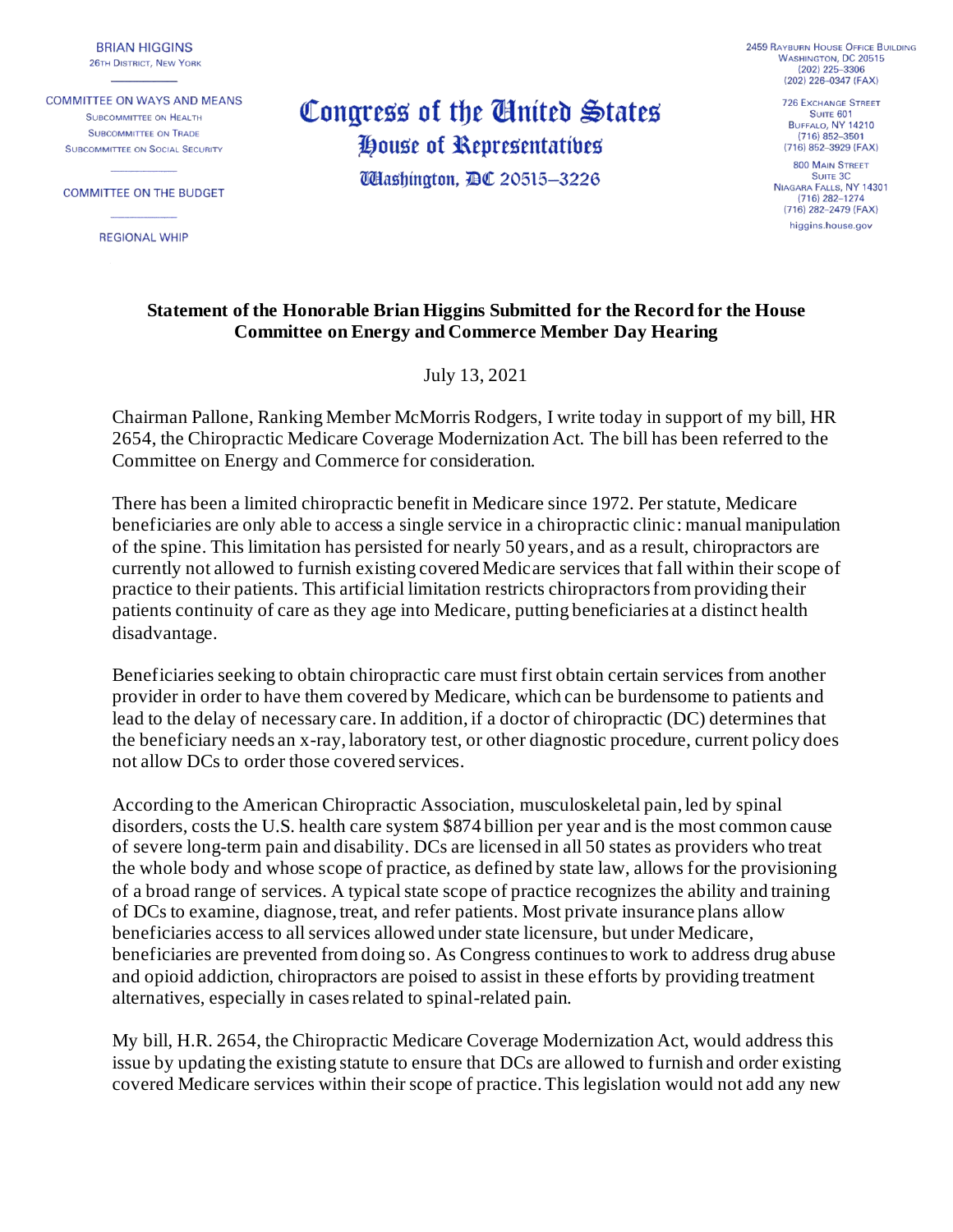**BRIAN HIGGINS**
26TH DISTRICT, NEW YORK

COMMITTEE ON WAYS AND MEANS
SUBCOMMITTEE ON HEALTH
SUBCOMMITTEE ON TRADE
SUBCOMMITTEE ON SOCIAL SECURITY

COMMITTEE ON THE BUDGET

REGIONAL WHIP

# Congress of the United States
## House of Representatives
### Washington, DC 20515–3226

2459 RAYBURN HOUSE OFFICE BUILDING
WASHINGTON, DC 20515
(202) 225–3306
(202) 226–0347 (FAX)

726 EXCHANGE STREET
SUITE 601
BUFFALO, NY 14210
(716) 852–3501
(716) 852–3929 (FAX)

800 MAIN STREET
SUITE 3C
NIAGARA FALLS, NY 14301
(716) 282–1274
(716) 282–2479 (FAX)

higgins.house.gov

**Statement of the Honorable Brian Higgins Submitted for the Record for the House Committee on Energy and Commerce Member Day Hearing**

July 13, 2021

Chairman Pallone, Ranking Member McMorris Rodgers, I write today in support of my bill, HR 2654, the Chiropractic Medicare Coverage Modernization Act. The bill has been referred to the Committee on Energy and Commerce for consideration.

There has been a limited chiropractic benefit in Medicare since 1972. Per statute, Medicare beneficiaries are only able to access a single service in a chiropractic clinic: manual manipulation of the spine. This limitation has persisted for nearly 50 years, and as a result, chiropractors are currently not allowed to furnish existing covered Medicare services that fall within their scope of practice to their patients. This artificial limitation restricts chiropractors from providing their patients continuity of care as they age into Medicare, putting beneficiaries at a distinct health disadvantage.

Beneficiaries seeking to obtain chiropractic care must first obtain certain services from another provider in order to have them covered by Medicare, which can be burdensome to patients and lead to the delay of necessary care. In addition, if a doctor of chiropractic (DC) determines that the beneficiary needs an x-ray, laboratory test, or other diagnostic procedure, current policy does not allow DCs to order those covered services.

According to the American Chiropractic Association, musculoskeletal pain, led by spinal disorders, costs the U.S. health care system $874 billion per year and is the most common cause of severe long-term pain and disability. DCs are licensed in all 50 states as providers who treat the whole body and whose scope of practice, as defined by state law, allows for the provisioning of a broad range of services. A typical state scope of practice recognizes the ability and training of DCs to examine, diagnose, treat, and refer patients. Most private insurance plans allow beneficiaries access to all services allowed under state licensure, but under Medicare, beneficiaries are prevented from doing so. As Congress continues to work to address drug abuse and opioid addiction, chiropractors are poised to assist in these efforts by providing treatment alternatives, especially in cases related to spinal-related pain.

My bill, H.R. 2654, the Chiropractic Medicare Coverage Modernization Act, would address this issue by updating the existing statute to ensure that DCs are allowed to furnish and order existing covered Medicare services within their scope of practice. This legislation would not add any new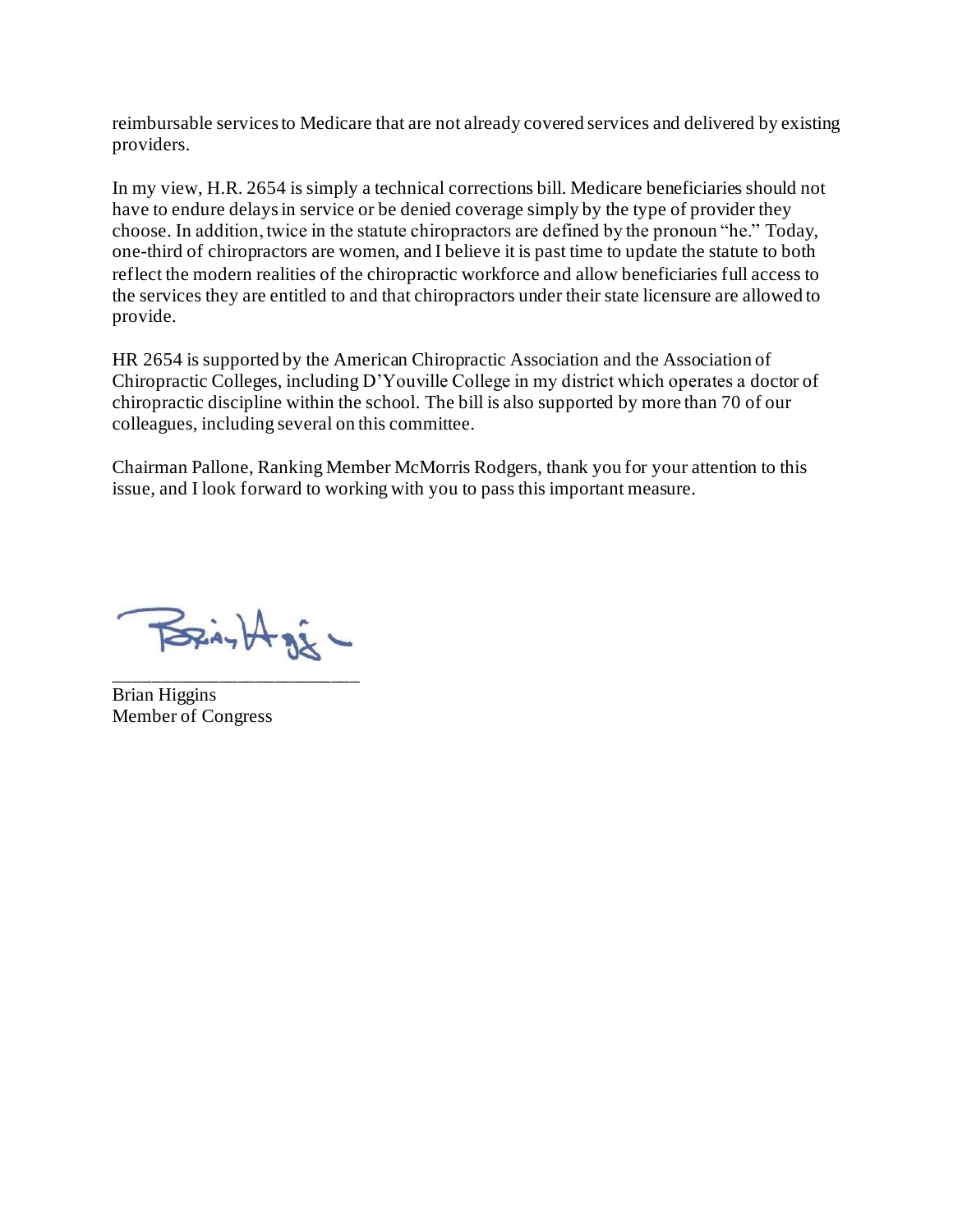reimbursable services to Medicare that are not already covered services and delivered by existing providers.

In my view, H.R. 2654 is simply a technical corrections bill. Medicare beneficiaries should not have to endure delays in service or be denied coverage simply by the type of provider they choose. In addition, twice in the statute chiropractors are defined by the pronoun "he." Today, one-third of chiropractors are women, and I believe it is past time to update the statute to both reflect the modern realities of the chiropractic workforce and allow beneficiaries full access to the services they are entitled to and that chiropractors under their state licensure are allowed to provide.

HR 2654 is supported by the American Chiropractic Association and the Association of Chiropractic Colleges, including D'Youville College in my district which operates a doctor of chiropractic discipline within the school. The bill is also supported by more than 70 of our colleagues, including several on this committee.

Chairman Pallone, Ranking Member McMorris Rodgers, thank you for your attention to this issue, and I look forward to working with you to pass this important measure.

\_\_\_\_\_\_\_\_\_\_\_\_\_\_\_\_\_\_\_\_\_\_\_\_\_\_

Brian Higgins
Member of Congress